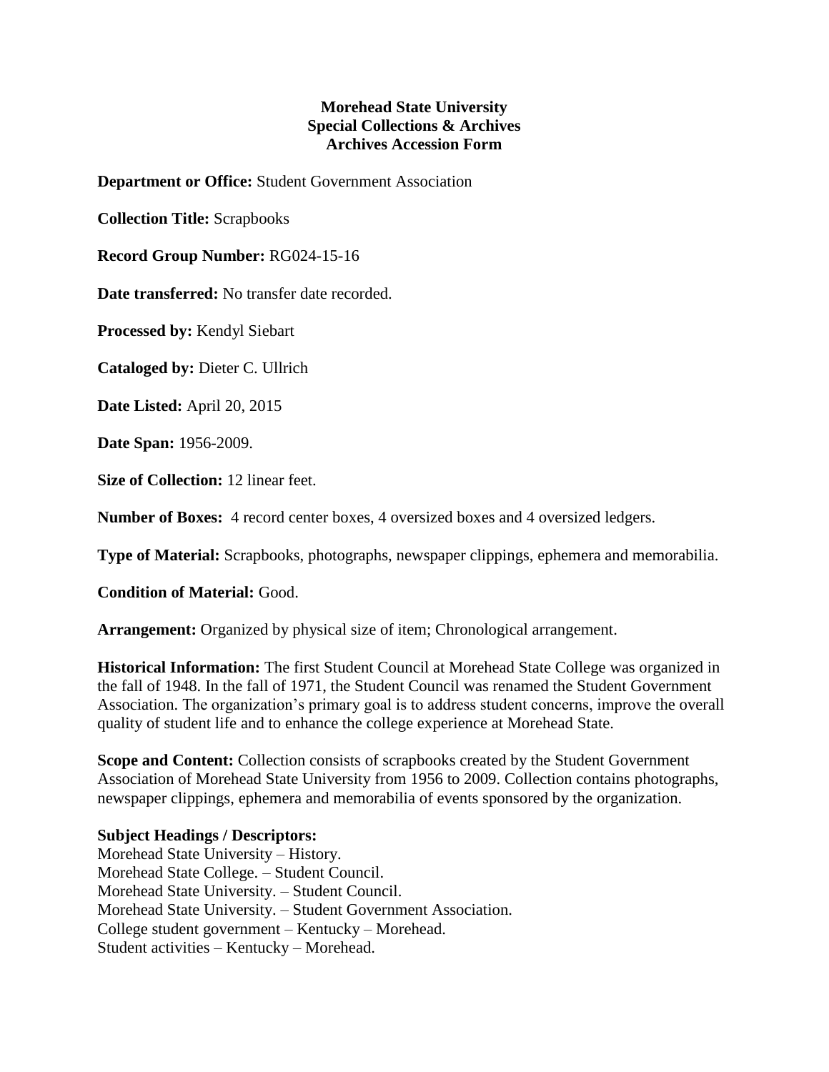**Morehead State University**
**Special Collections & Archives**
**Archives Accession Form**

**Department or Office:** Student Government Association

**Collection Title:** Scrapbooks

**Record Group Number:** RG024-15-16

**Date transferred:** No transfer date recorded.

**Processed by:** Kendyl Siebart

**Cataloged by:** Dieter C. Ullrich

**Date Listed:** April 20, 2015

**Date Span:** 1956-2009.

**Size of Collection:** 12 linear feet.

**Number of Boxes:** 4 record center boxes, 4 oversized boxes and 4 oversized ledgers.

**Type of Material:** Scrapbooks, photographs, newspaper clippings, ephemera and memorabilia.

**Condition of Material:** Good.

**Arrangement:** Organized by physical size of item; Chronological arrangement.

**Historical Information:** The first Student Council at Morehead State College was organized in the fall of 1948. In the fall of 1971, the Student Council was renamed the Student Government Association. The organization's primary goal is to address student concerns, improve the overall quality of student life and to enhance the college experience at Morehead State.

**Scope and Content:** Collection consists of scrapbooks created by the Student Government Association of Morehead State University from 1956 to 2009. Collection contains photographs, newspaper clippings, ephemera and memorabilia of events sponsored by the organization.

**Subject Headings / Descriptors:**
Morehead State University – History.
Morehead State College. – Student Council.
Morehead State University. – Student Council.
Morehead State University. – Student Government Association.
College student government – Kentucky – Morehead.
Student activities – Kentucky – Morehead.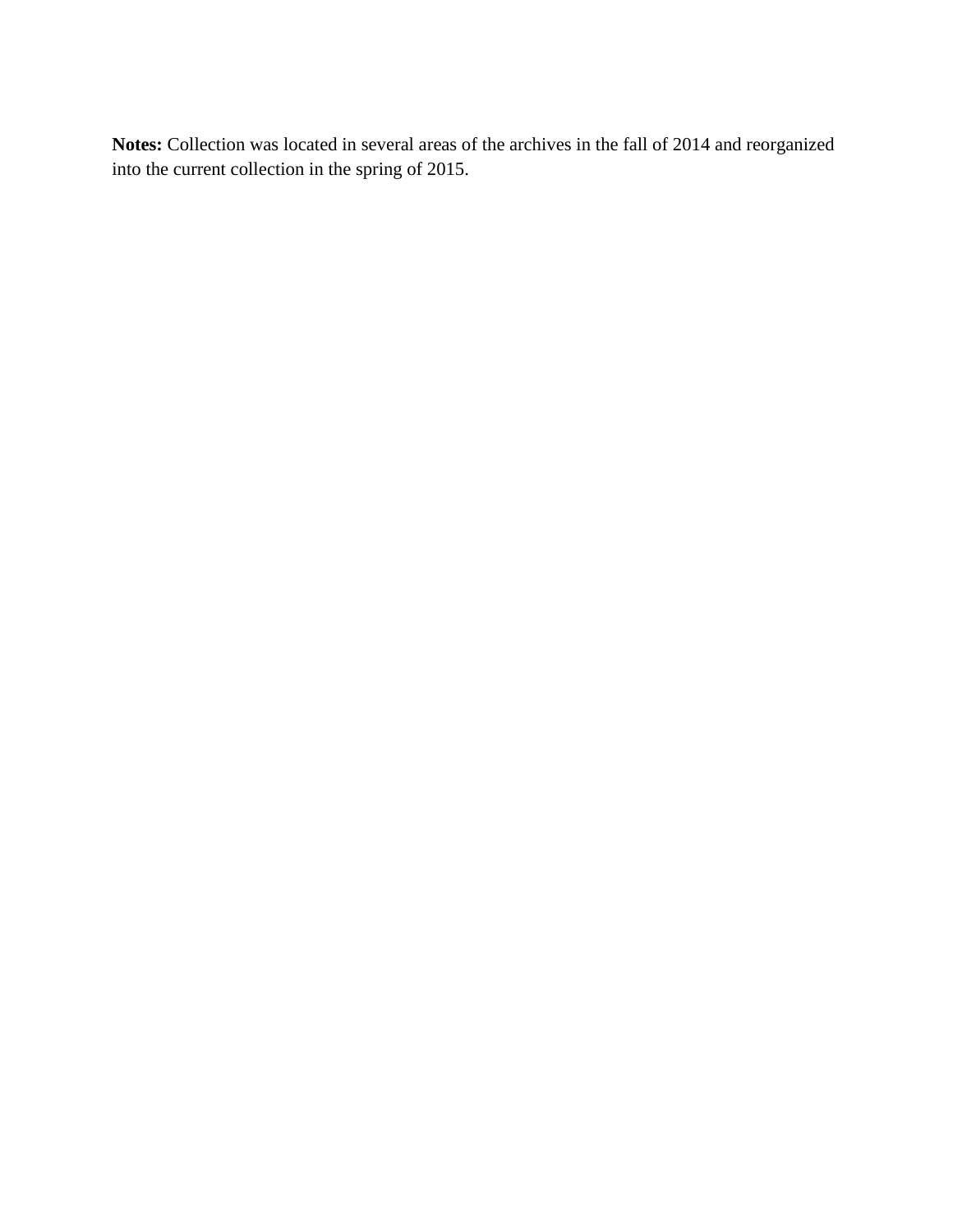**Notes:** Collection was located in several areas of the archives in the fall of 2014 and reorganized into the current collection in the spring of 2015.